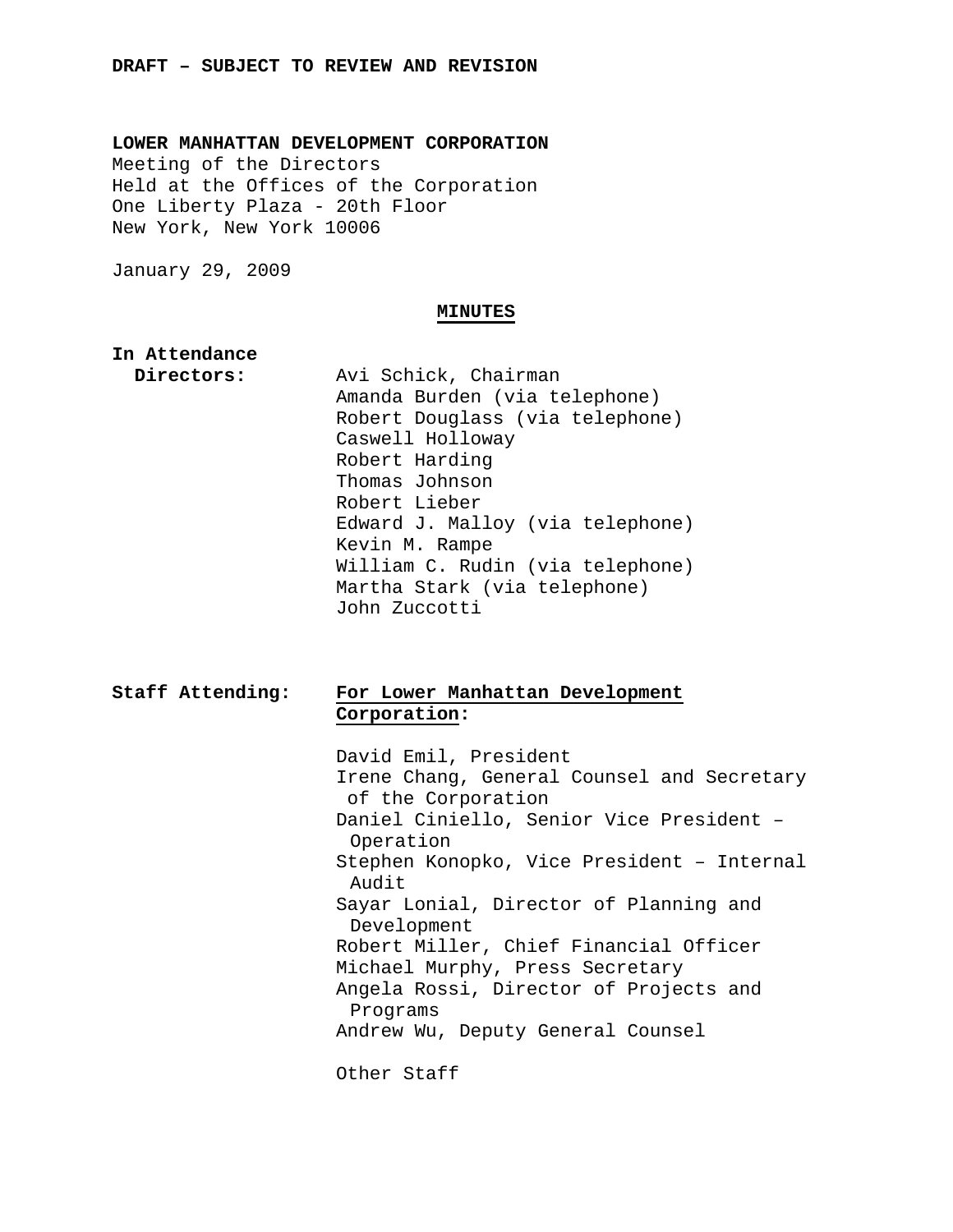**DRAFT – SUBJECT TO REVIEW AND REVISION**

**LOWER MANHATTAN DEVELOPMENT CORPORATION**
Meeting of the Directors
Held at the Offices of the Corporation
One Liberty Plaza - 20th Floor
New York, New York 10006

January 29, 2009

## MINUTES

**In Attendance**

**Directors:**

Avi Schick, Chairman
Amanda Burden (via telephone)
Robert Douglass (via telephone)
Caswell Holloway
Robert Harding
Thomas Johnson
Robert Lieber
Edward J. Malloy (via telephone)
Kevin M. Rampe
William C. Rudin (via telephone)
Martha Stark (via telephone)
John Zuccotti

**Staff Attending:**

**For Lower Manhattan Development Corporation:**

David Emil, President
Irene Chang, General Counsel and Secretary of the Corporation
Daniel Ciniello, Senior Vice President – Operation
Stephen Konopko, Vice President – Internal Audit
Sayar Lonial, Director of Planning and Development
Robert Miller, Chief Financial Officer
Michael Murphy, Press Secretary
Angela Rossi, Director of Projects and Programs
Andrew Wu, Deputy General Counsel

Other Staff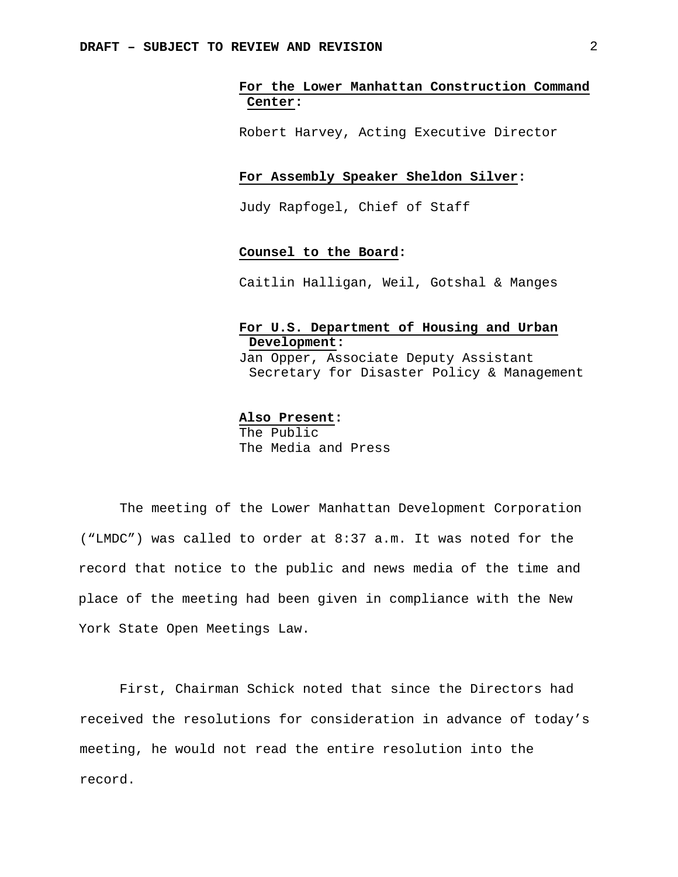**For the Lower Manhattan Construction Command Center:**

Robert Harvey, Acting Executive Director

**For Assembly Speaker Sheldon Silver:**

Judy Rapfogel, Chief of Staff

**Counsel to the Board:**

Caitlin Halligan, Weil, Gotshal & Manges

**For U.S. Department of Housing and Urban Development:**

Jan Opper, Associate Deputy Assistant Secretary for Disaster Policy & Management

**Also Present:**

The Public
The Media and Press

The meeting of the Lower Manhattan Development Corporation (“LMDC”) was called to order at 8:37 a.m. It was noted for the record that notice to the public and news media of the time and place of the meeting had been given in compliance with the New York State Open Meetings Law.

First, Chairman Schick noted that since the Directors had received the resolutions for consideration in advance of today’s meeting, he would not read the entire resolution into the record.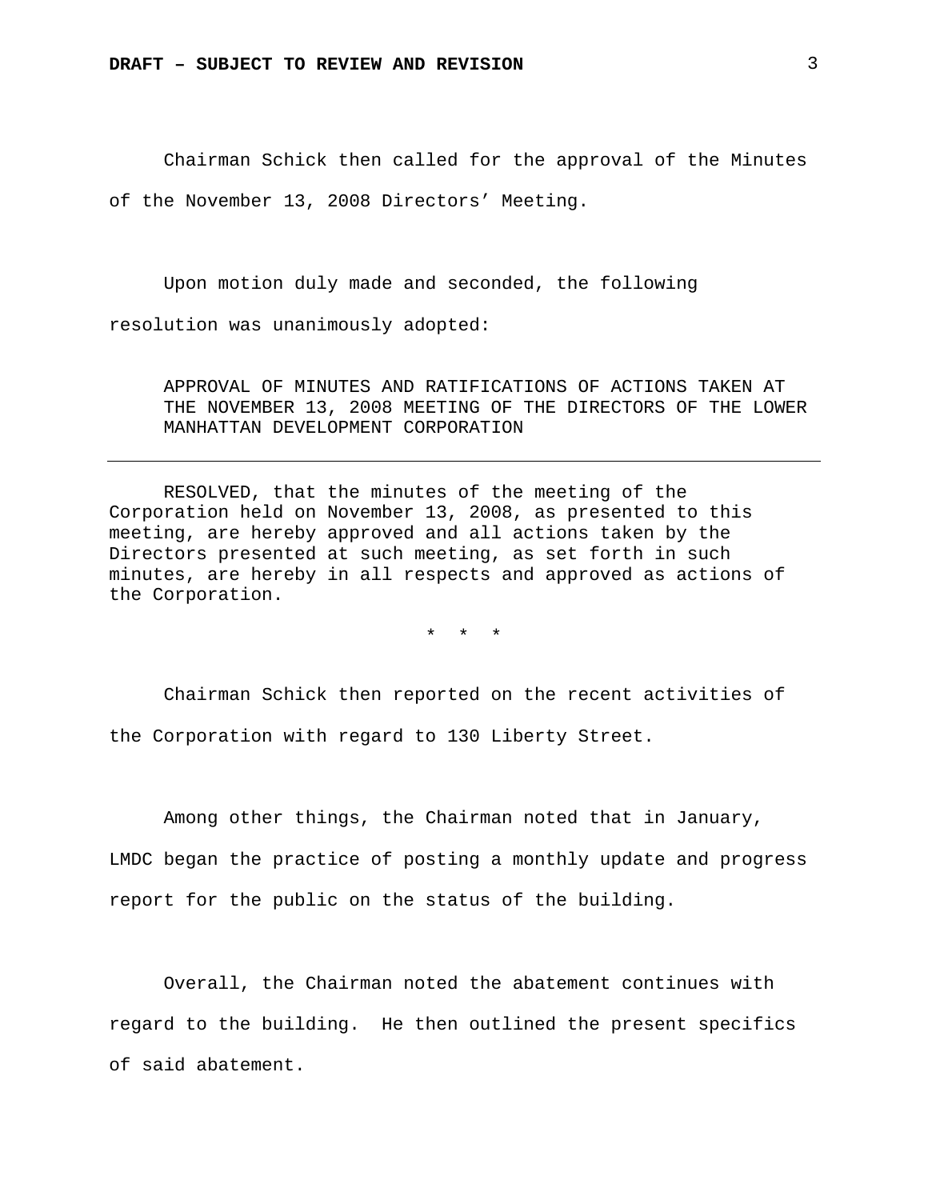Chairman Schick then called for the approval of the Minutes of the November 13, 2008 Directors' Meeting.

Upon motion duly made and seconded, the following resolution was unanimously adopted:

APPROVAL OF MINUTES AND RATIFICATIONS OF ACTIONS TAKEN AT THE NOVEMBER 13, 2008 MEETING OF THE DIRECTORS OF THE LOWER MANHATTAN DEVELOPMENT CORPORATION

---

RESOLVED, that the minutes of the meeting of the Corporation held on November 13, 2008, as presented to this meeting, are hereby approved and all actions taken by the Directors presented at such meeting, as set forth in such minutes, are hereby in all respects and approved as actions of the Corporation.

\* \* \*

Chairman Schick then reported on the recent activities of the Corporation with regard to 130 Liberty Street.

Among other things, the Chairman noted that in January, LMDC began the practice of posting a monthly update and progress report for the public on the status of the building.

Overall, the Chairman noted the abatement continues with regard to the building. He then outlined the present specifics of said abatement.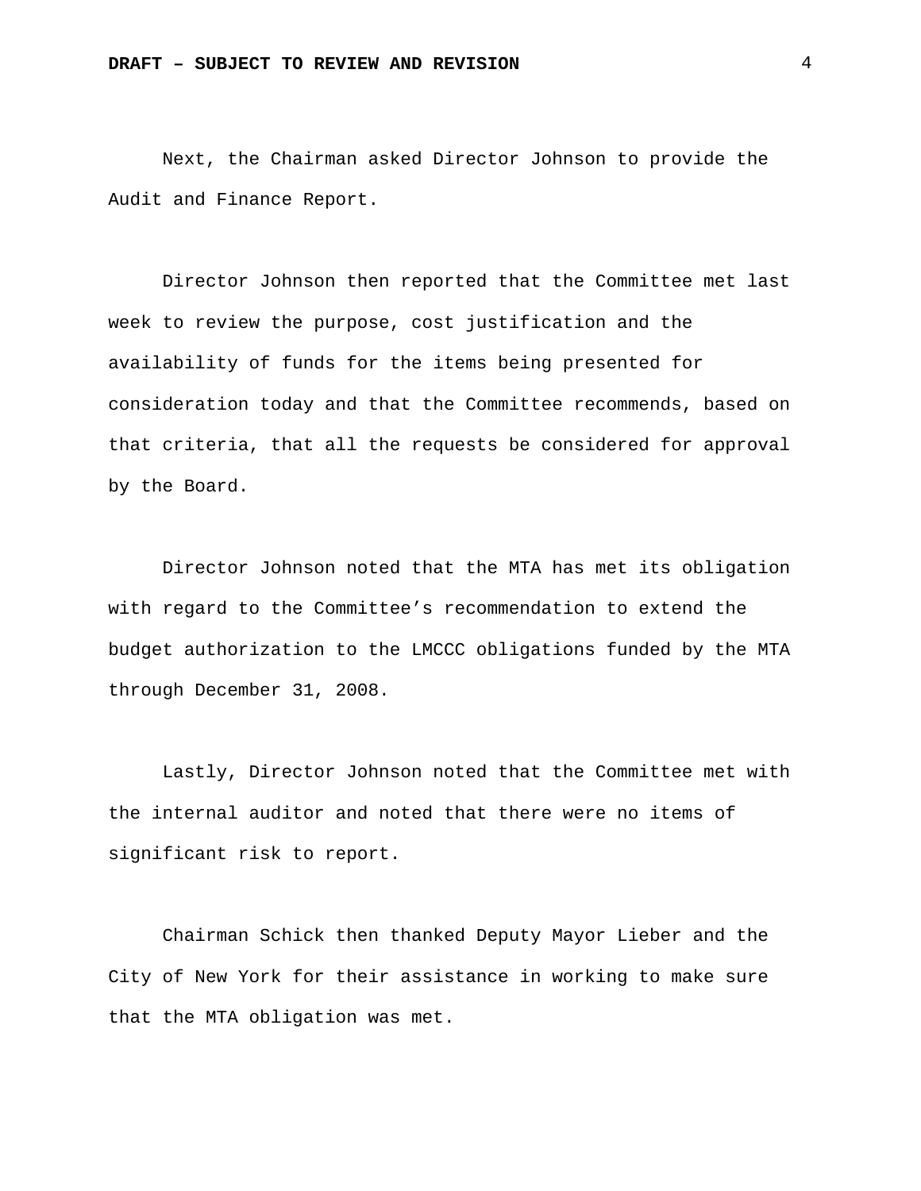Next, the Chairman asked Director Johnson to provide the Audit and Finance Report.

Director Johnson then reported that the Committee met last week to review the purpose, cost justification and the availability of funds for the items being presented for consideration today and that the Committee recommends, based on that criteria, that all the requests be considered for approval by the Board.

Director Johnson noted that the MTA has met its obligation with regard to the Committee's recommendation to extend the budget authorization to the LMCCC obligations funded by the MTA through December 31, 2008.

Lastly, Director Johnson noted that the Committee met with the internal auditor and noted that there were no items of significant risk to report.

Chairman Schick then thanked Deputy Mayor Lieber and the City of New York for their assistance in working to make sure that the MTA obligation was met.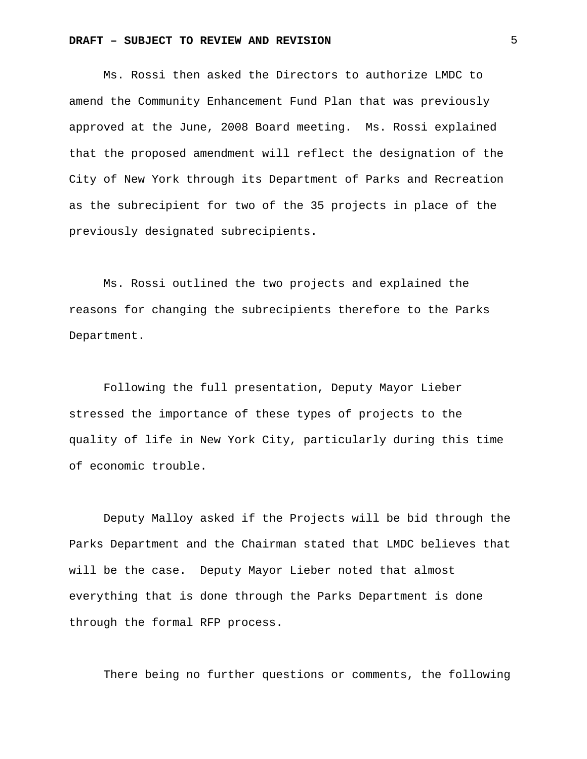Ms. Rossi then asked the Directors to authorize LMDC to amend the Community Enhancement Fund Plan that was previously approved at the June, 2008 Board meeting.  Ms. Rossi explained that the proposed amendment will reflect the designation of the City of New York through its Department of Parks and Recreation as the subrecipient for two of the 35 projects in place of the previously designated subrecipients.

Ms. Rossi outlined the two projects and explained the reasons for changing the subrecipients therefore to the Parks Department.

Following the full presentation, Deputy Mayor Lieber stressed the importance of these types of projects to the quality of life in New York City, particularly during this time of economic trouble.

Deputy Malloy asked if the Projects will be bid through the Parks Department and the Chairman stated that LMDC believes that will be the case.  Deputy Mayor Lieber noted that almost everything that is done through the Parks Department is done through the formal RFP process.

There being no further questions or comments, the following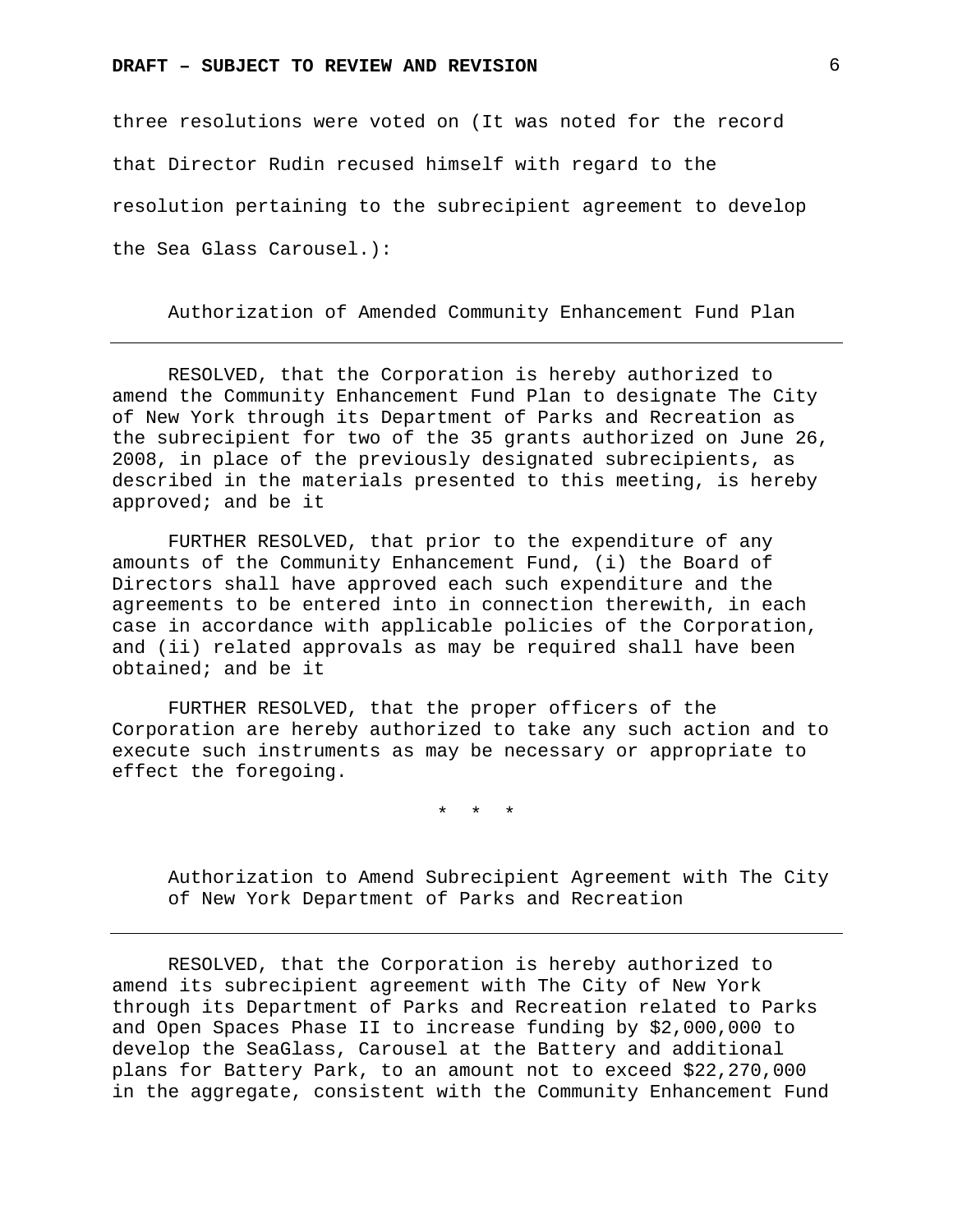three resolutions were voted on (It was noted for the record that Director Rudin recused himself with regard to the resolution pertaining to the subrecipient agreement to develop the Sea Glass Carousel.):

Authorization of Amended Community Enhancement Fund Plan

---

RESOLVED, that the Corporation is hereby authorized to amend the Community Enhancement Fund Plan to designate The City of New York through its Department of Parks and Recreation as the subrecipient for two of the 35 grants authorized on June 26, 2008, in place of the previously designated subrecipients, as described in the materials presented to this meeting, is hereby approved; and be it

FURTHER RESOLVED, that prior to the expenditure of any amounts of the Community Enhancement Fund, (i) the Board of Directors shall have approved each such expenditure and the agreements to be entered into in connection therewith, in each case in accordance with applicable policies of the Corporation, and (ii) related approvals as may be required shall have been obtained; and be it

FURTHER RESOLVED, that the proper officers of the Corporation are hereby authorized to take any such action and to execute such instruments as may be necessary or appropriate to effect the foregoing.

\* \* \*

Authorization to Amend Subrecipient Agreement with The City of New York Department of Parks and Recreation

---

RESOLVED, that the Corporation is hereby authorized to amend its subrecipient agreement with The City of New York through its Department of Parks and Recreation related to Parks and Open Spaces Phase II to increase funding by $2,000,000 to develop the SeaGlass, Carousel at the Battery and additional plans for Battery Park, to an amount not to exceed $22,270,000 in the aggregate, consistent with the Community Enhancement Fund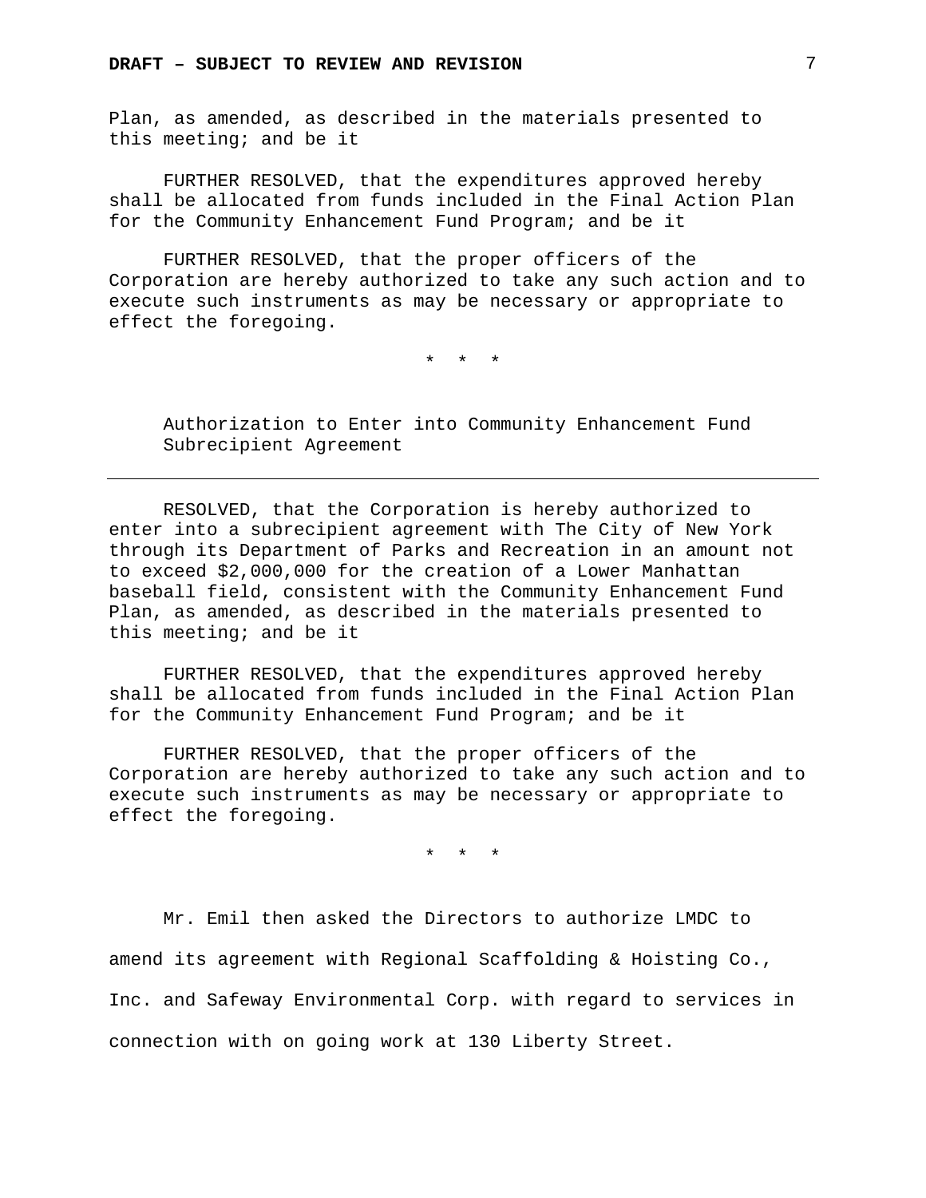Plan, as amended, as described in the materials presented to this meeting; and be it

FURTHER RESOLVED, that the expenditures approved hereby shall be allocated from funds included in the Final Action Plan for the Community Enhancement Fund Program; and be it

FURTHER RESOLVED, that the proper officers of the Corporation are hereby authorized to take any such action and to execute such instruments as may be necessary or appropriate to effect the foregoing.

\* \* \*

Authorization to Enter into Community Enhancement Fund Subrecipient Agreement

---

RESOLVED, that the Corporation is hereby authorized to enter into a subrecipient agreement with The City of New York through its Department of Parks and Recreation in an amount not to exceed $2,000,000 for the creation of a Lower Manhattan baseball field, consistent with the Community Enhancement Fund Plan, as amended, as described in the materials presented to this meeting; and be it

FURTHER RESOLVED, that the expenditures approved hereby shall be allocated from funds included in the Final Action Plan for the Community Enhancement Fund Program; and be it

FURTHER RESOLVED, that the proper officers of the Corporation are hereby authorized to take any such action and to execute such instruments as may be necessary or appropriate to effect the foregoing.

\* \* \*

Mr. Emil then asked the Directors to authorize LMDC to amend its agreement with Regional Scaffolding & Hoisting Co., Inc. and Safeway Environmental Corp. with regard to services in connection with on going work at 130 Liberty Street.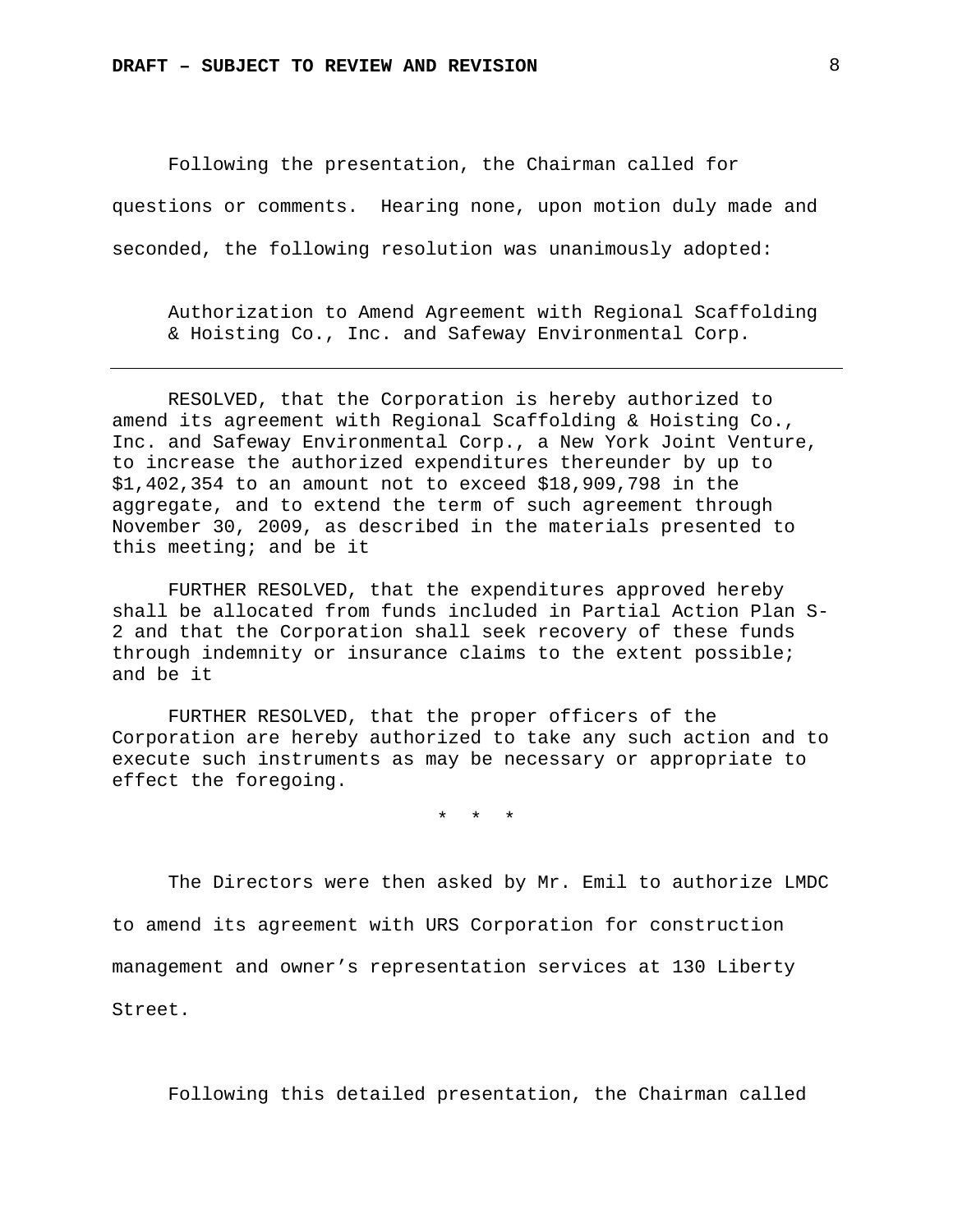Following the presentation, the Chairman called for questions or comments. Hearing none, upon motion duly made and seconded, the following resolution was unanimously adopted:

Authorization to Amend Agreement with Regional Scaffolding & Hoisting Co., Inc. and Safeway Environmental Corp.

---

RESOLVED, that the Corporation is hereby authorized to amend its agreement with Regional Scaffolding & Hoisting Co., Inc. and Safeway Environmental Corp., a New York Joint Venture, to increase the authorized expenditures thereunder by up to $1,402,354 to an amount not to exceed $18,909,798 in the aggregate, and to extend the term of such agreement through November 30, 2009, as described in the materials presented to this meeting; and be it

FURTHER RESOLVED, that the expenditures approved hereby shall be allocated from funds included in Partial Action Plan S-2 and that the Corporation shall seek recovery of these funds through indemnity or insurance claims to the extent possible; and be it

FURTHER RESOLVED, that the proper officers of the Corporation are hereby authorized to take any such action and to execute such instruments as may be necessary or appropriate to effect the foregoing.

\* \* \*

The Directors were then asked by Mr. Emil to authorize LMDC to amend its agreement with URS Corporation for construction management and owner's representation services at 130 Liberty Street.

Following this detailed presentation, the Chairman called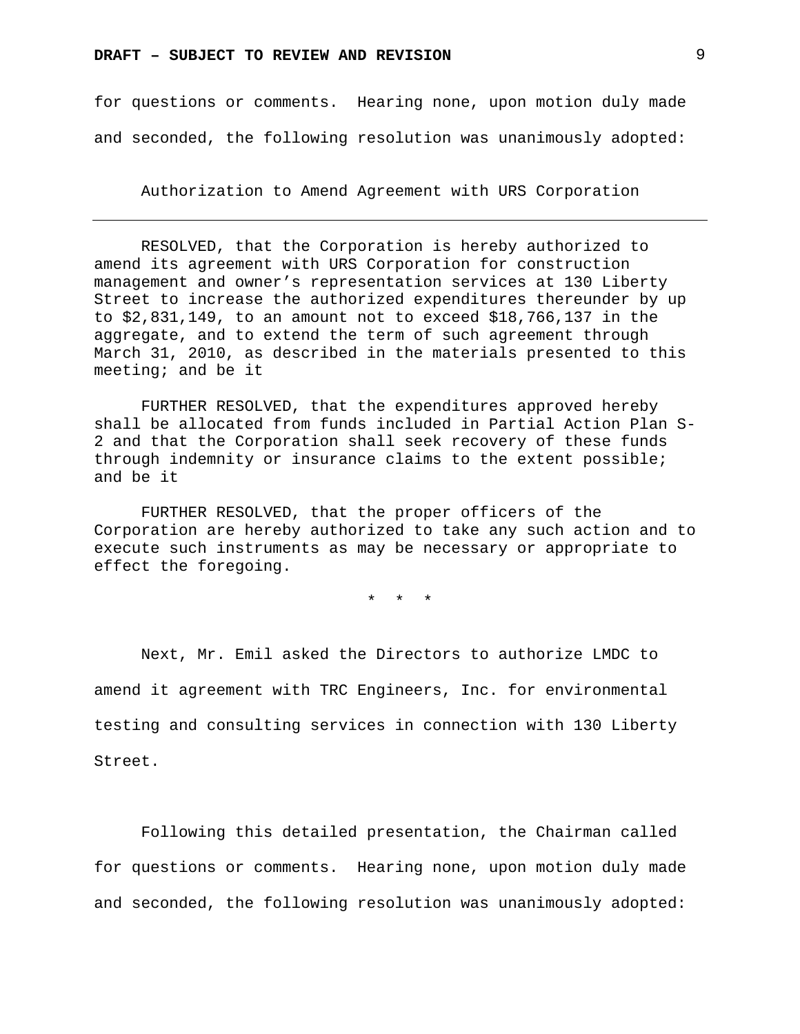for questions or comments. Hearing none, upon motion duly made and seconded, the following resolution was unanimously adopted:

Authorization to Amend Agreement with URS Corporation

---

RESOLVED, that the Corporation is hereby authorized to amend its agreement with URS Corporation for construction management and owner's representation services at 130 Liberty Street to increase the authorized expenditures thereunder by up to $2,831,149, to an amount not to exceed $18,766,137 in the aggregate, and to extend the term of such agreement through March 31, 2010, as described in the materials presented to this meeting; and be it

FURTHER RESOLVED, that the expenditures approved hereby shall be allocated from funds included in Partial Action Plan S-2 and that the Corporation shall seek recovery of these funds through indemnity or insurance claims to the extent possible; and be it

FURTHER RESOLVED, that the proper officers of the Corporation are hereby authorized to take any such action and to execute such instruments as may be necessary or appropriate to effect the foregoing.

\* \* \*

Next, Mr. Emil asked the Directors to authorize LMDC to amend it agreement with TRC Engineers, Inc. for environmental testing and consulting services in connection with 130 Liberty Street.

Following this detailed presentation, the Chairman called for questions or comments. Hearing none, upon motion duly made and seconded, the following resolution was unanimously adopted: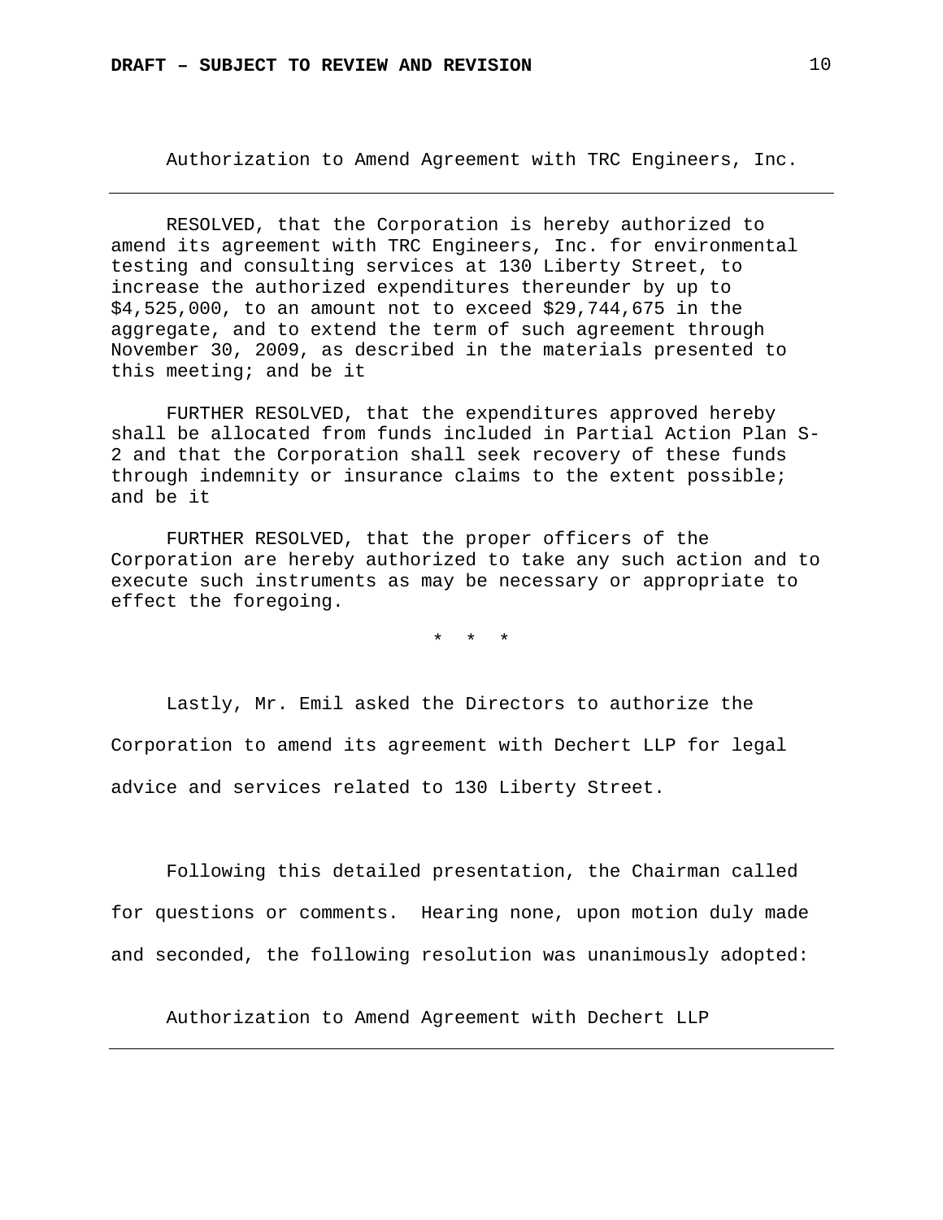Authorization to Amend Agreement with TRC Engineers, Inc.

---

RESOLVED, that the Corporation is hereby authorized to amend its agreement with TRC Engineers, Inc. for environmental testing and consulting services at 130 Liberty Street, to increase the authorized expenditures thereunder by up to $4,525,000, to an amount not to exceed $29,744,675 in the aggregate, and to extend the term of such agreement through November 30, 2009, as described in the materials presented to this meeting; and be it

FURTHER RESOLVED, that the expenditures approved hereby shall be allocated from funds included in Partial Action Plan S-2 and that the Corporation shall seek recovery of these funds through indemnity or insurance claims to the extent possible; and be it

FURTHER RESOLVED, that the proper officers of the Corporation are hereby authorized to take any such action and to execute such instruments as may be necessary or appropriate to effect the foregoing.

\* \* \*

Lastly, Mr. Emil asked the Directors to authorize the Corporation to amend its agreement with Dechert LLP for legal advice and services related to 130 Liberty Street.

Following this detailed presentation, the Chairman called for questions or comments. Hearing none, upon motion duly made and seconded, the following resolution was unanimously adopted:

Authorization to Amend Agreement with Dechert LLP

---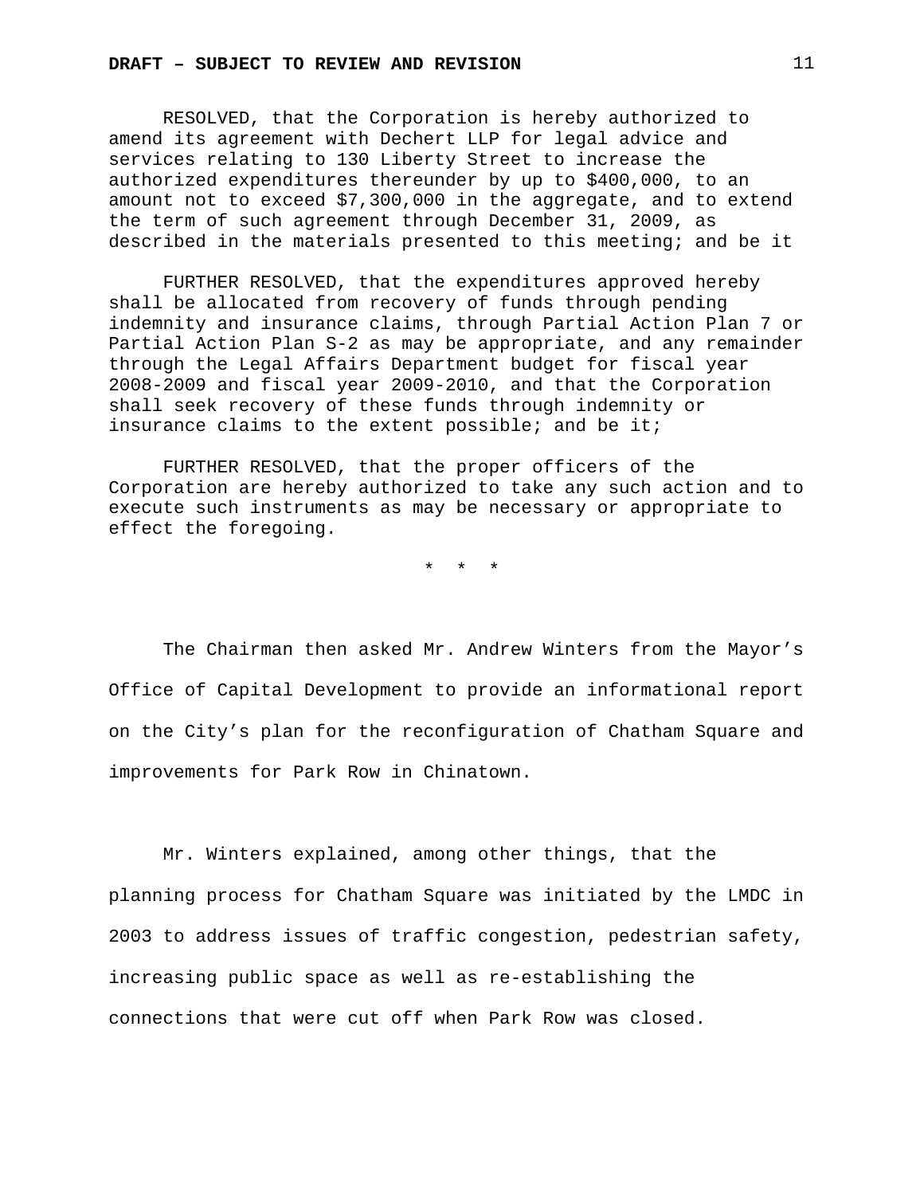RESOLVED, that the Corporation is hereby authorized to amend its agreement with Dechert LLP for legal advice and services relating to 130 Liberty Street to increase the authorized expenditures thereunder by up to $400,000, to an amount not to exceed $7,300,000 in the aggregate, and to extend the term of such agreement through December 31, 2009, as described in the materials presented to this meeting; and be it

FURTHER RESOLVED, that the expenditures approved hereby shall be allocated from recovery of funds through pending indemnity and insurance claims, through Partial Action Plan 7 or Partial Action Plan S-2 as may be appropriate, and any remainder through the Legal Affairs Department budget for fiscal year 2008-2009 and fiscal year 2009-2010, and that the Corporation shall seek recovery of these funds through indemnity or insurance claims to the extent possible; and be it;

FURTHER RESOLVED, that the proper officers of the Corporation are hereby authorized to take any such action and to execute such instruments as may be necessary or appropriate to effect the foregoing.

\* \* \*

The Chairman then asked Mr. Andrew Winters from the Mayor’s Office of Capital Development to provide an informational report on the City’s plan for the reconfiguration of Chatham Square and improvements for Park Row in Chinatown.

Mr. Winters explained, among other things, that the planning process for Chatham Square was initiated by the LMDC in 2003 to address issues of traffic congestion, pedestrian safety, increasing public space as well as re-establishing the connections that were cut off when Park Row was closed.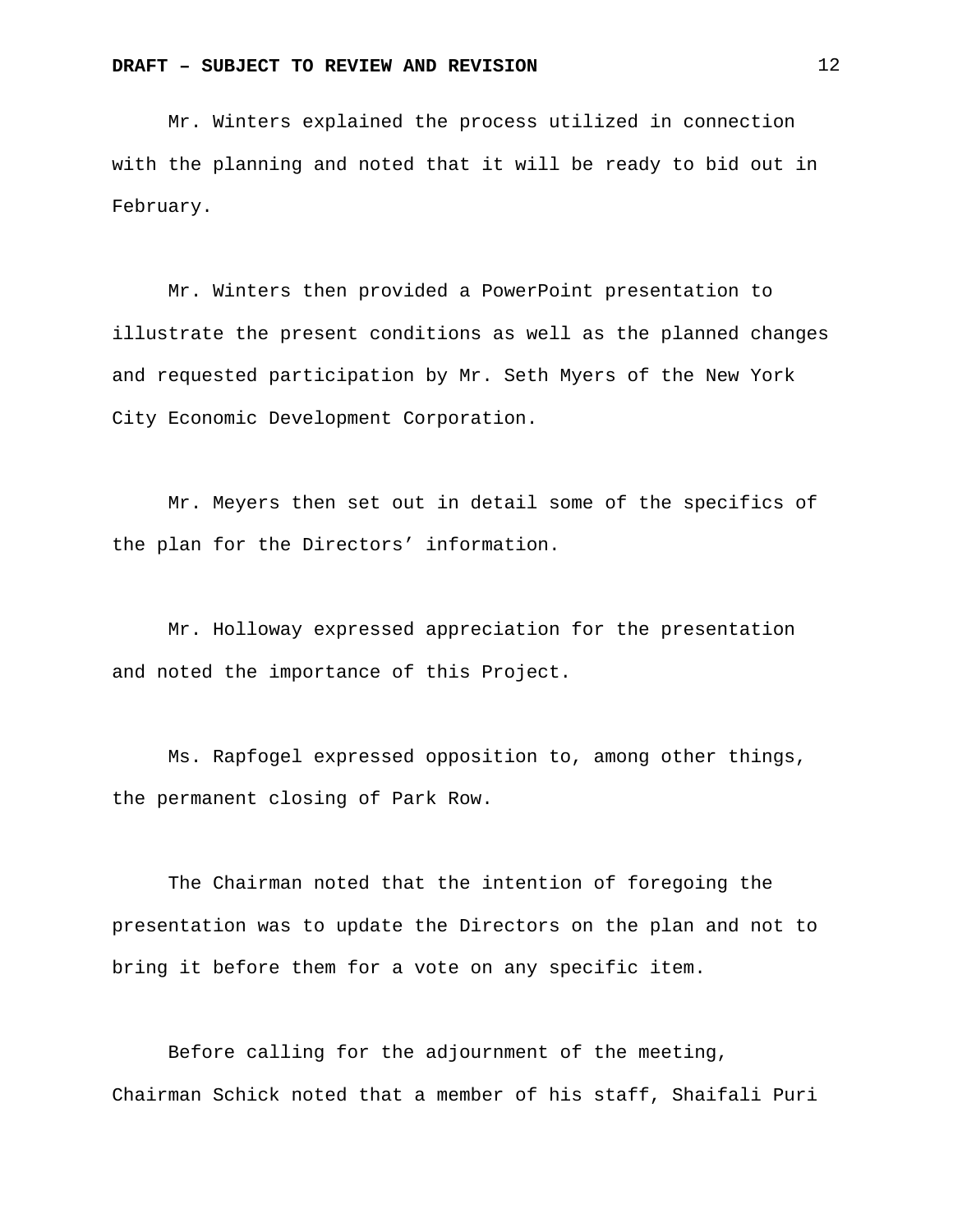Mr. Winters explained the process utilized in connection with the planning and noted that it will be ready to bid out in February.

Mr. Winters then provided a PowerPoint presentation to illustrate the present conditions as well as the planned changes and requested participation by Mr. Seth Myers of the New York City Economic Development Corporation.

Mr. Meyers then set out in detail some of the specifics of the plan for the Directors' information.

Mr. Holloway expressed appreciation for the presentation and noted the importance of this Project.

Ms. Rapfogel expressed opposition to, among other things, the permanent closing of Park Row.

The Chairman noted that the intention of foregoing the presentation was to update the Directors on the plan and not to bring it before them for a vote on any specific item.

Before calling for the adjournment of the meeting, Chairman Schick noted that a member of his staff, Shaifali Puri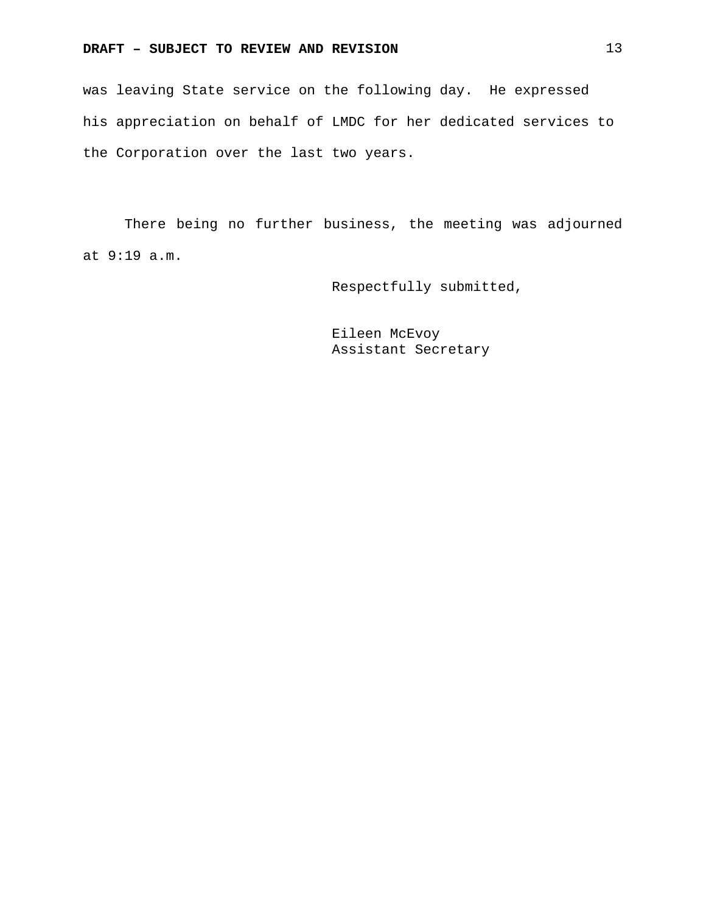was leaving State service on the following day. He expressed his appreciation on behalf of LMDC for her dedicated services to the Corporation over the last two years.

There being no further business, the meeting was adjourned at 9:19 a.m.

Respectfully submitted,

Eileen McEvoy
Assistant Secretary